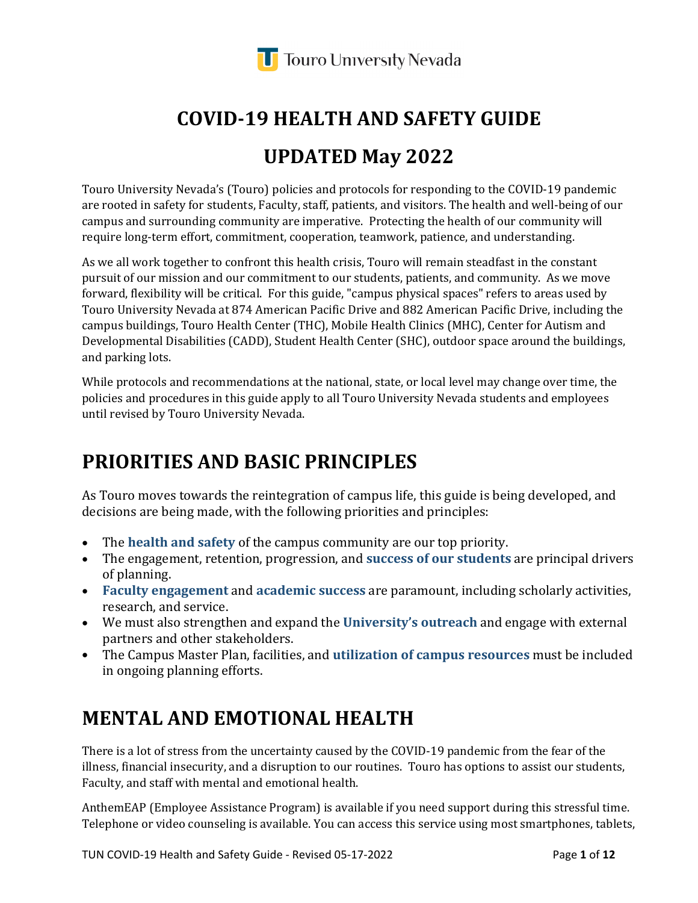# COVID-19 HEALTH AND SAFETY GUIDE

# UPDATED May 2022

Touro University Nevada's (Touro) policies and protocols for responding to the COVID-19 pandemic are rooted in safety for students, Faculty, staff, patients, and visitors. The health and well-being of our campus and surrounding community are imperative. Protecting the health of our community will require long-term effort, commitment, cooperation, teamwork, patience, and understanding.

As we all work together to confront this health crisis, Touro will remain steadfast in the constant pursuit of our mission and our commitment to our students, patients, and community. As we move forward, flexibility will be critical. For this guide, "campus physical spaces" refers to areas used by Touro University Nevada at 874 American Pacific Drive and 882 American Pacific Drive, including the campus buildings, Touro Health Center (THC), Mobile Health Clinics (MHC), Center for Autism and Developmental Disabilities (CADD), Student Health Center (SHC), outdoor space around the buildings, and parking lots.

While protocols and recommendations at the national, state, or local level may change over time, the policies and procedures in this guide apply to all Touro University Nevada students and employees until revised by Touro University Nevada.

## PRIORITIES AND BASIC PRINCIPLES

As Touro moves towards the reintegration of campus life, this guide is being developed, and decisions are being made, with the following priorities and principles:

- The **health and safety** of the campus community are our top priority.
- The engagement, retention, progression, and **success of our students** are principal drivers of planning.
- **Faculty engagement** and **academic success** are paramount, including scholarly activities, research, and service.
- We must also strengthen and expand the **University's outreach** and engage with external partners and other stakeholders.
- The Campus Master Plan, facilities, and **utilization of campus resources** must be included in ongoing planning efforts.

## MENTAL AND EMOTIONAL HEALTH

There is a lot of stress from the uncertainty caused by the COVID-19 pandemic from the fear of the illness, financial insecurity, and a disruption to our routines. Touro has options to assist our students, Faculty, and staff with mental and emotional health.

AnthemEAP (Employee Assistance Program) is available if you need support during this stressful time. Telephone or video counseling is available. You can access this service using most smartphones, tablets,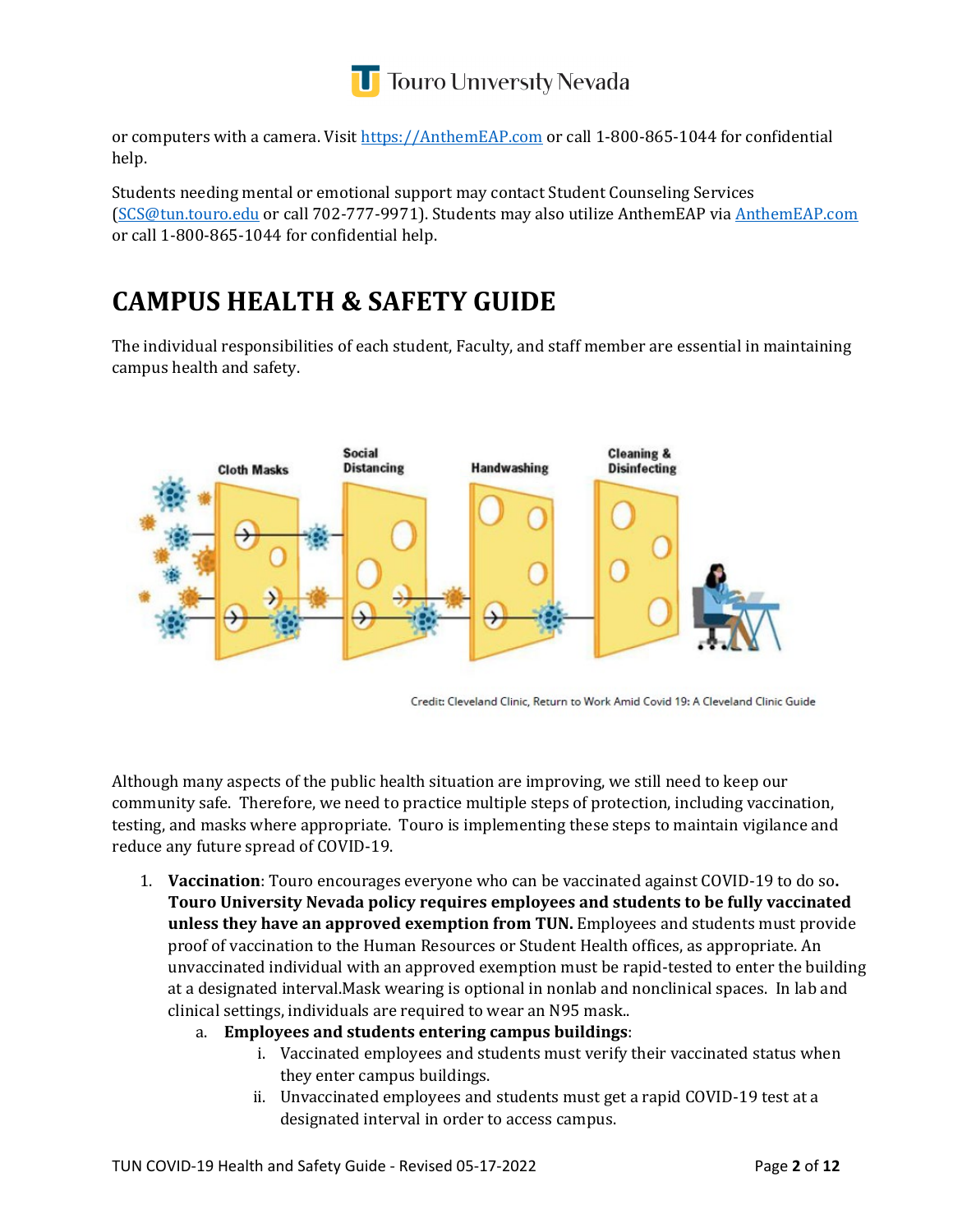or computers with a camera. Visit https://AnthemEAP.com or call 1-800-865-1044 for confidential help.

Students needing mental or emotional support may contact Student Counseling Services (SCS@tun.touro.edu or call 702-777-9971). Students may also utilize AnthemEAP via AnthemEAP.com or call 1-800-865-1044 for confidential help.

# CAMPUS HEALTH & SAFETY GUIDE

The individual responsibilities of each student, Faculty, and staff member are essential in maintaining campus health and safety.

Credit: Cleveland Clinic, Return to Work Amid Covid 19: A Cleveland Clinic Guide

Although many aspects of the public health situation are improving, we still need to keep our community safe. Therefore, we need to practice multiple steps of protection, including vaccination, testing, and masks where appropriate. Touro is implementing these steps to maintain vigilance and reduce any future spread of COVID-19.

1. **Vaccination**: Touro encourages everyone who can be vaccinated against COVID-19 to do so**. Touro University Nevada policy requires employees and students to be fully vaccinated unless they have an approved exemption from TUN.** Employees and students must provide proof of vaccination to the Human Resources or Student Health offices, as appropriate. An unvaccinated individual with an approved exemption must be rapid-tested to enter the building at a designated interval.Mask wearing is optional in nonlab and nonclinical spaces. In lab and clinical settings, individuals are required to wear an N95 mask..
   a. **Employees and students entering campus buildings**:
      i. Vaccinated employees and students must verify their vaccinated status when they enter campus buildings.
      ii. Unvaccinated employees and students must get a rapid COVID-19 test at a designated interval in order to access campus.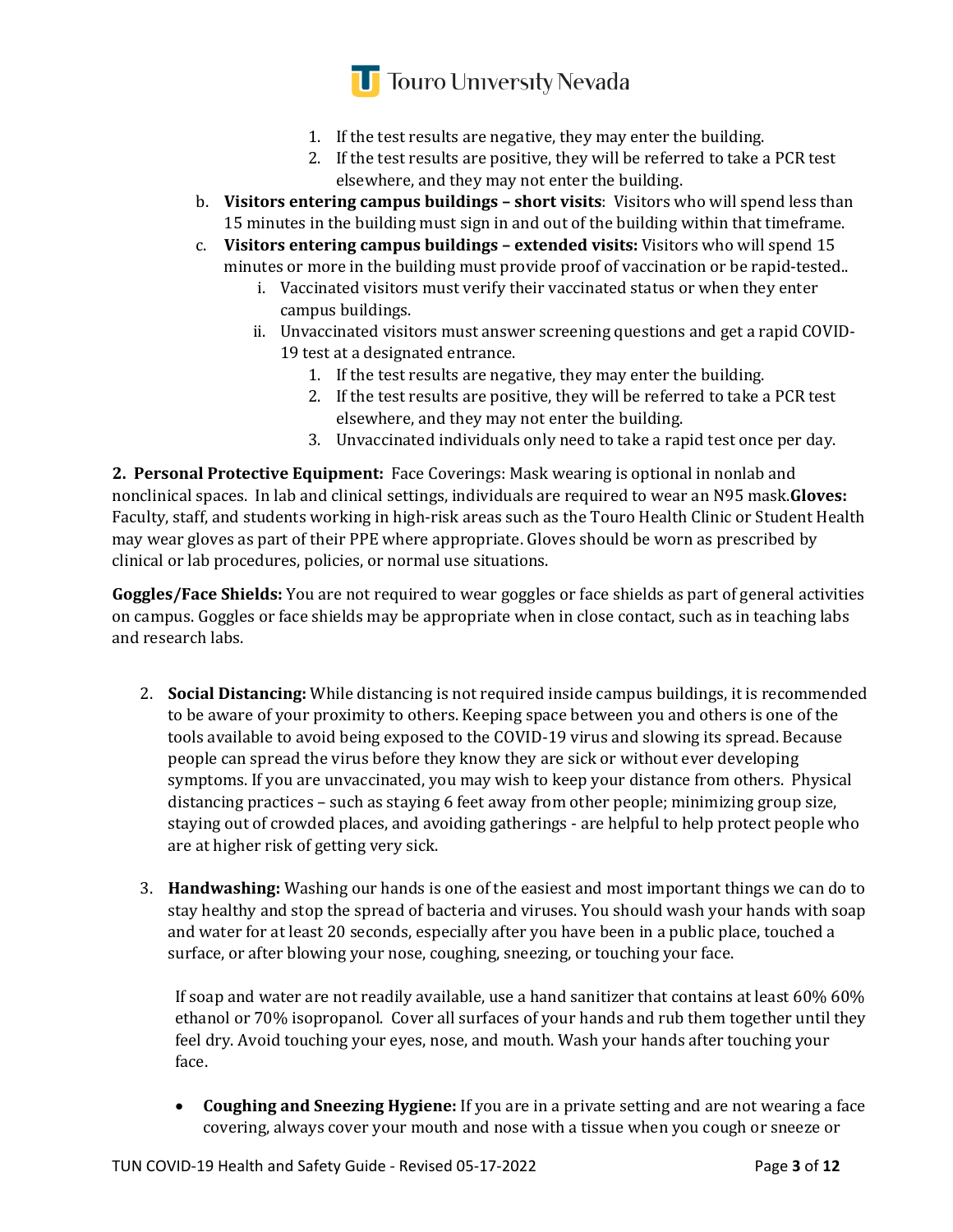1. If the test results are negative, they may enter the building.
2. If the test results are positive, they will be referred to take a PCR test elsewhere, and they may not enter the building.

b. **Visitors entering campus buildings – short visits**: Visitors who will spend less than 15 minutes in the building must sign in and out of the building within that timeframe.

c. **Visitors entering campus buildings – extended visits:** Visitors who will spend 15 minutes or more in the building must provide proof of vaccination or be rapid-tested..

   i. Vaccinated visitors must verify their vaccinated status or when they enter campus buildings.

   ii. Unvaccinated visitors must answer screening questions and get a rapid COVID-19 test at a designated entrance.

      1. If the test results are negative, they may enter the building.
      2. If the test results are positive, they will be referred to take a PCR test elsewhere, and they may not enter the building.
      3. Unvaccinated individuals only need to take a rapid test once per day.

**2. Personal Protective Equipment:** Face Coverings: Mask wearing is optional in nonlab and nonclinical spaces. In lab and clinical settings, individuals are required to wear an N95 mask.**Gloves:** Faculty, staff, and students working in high-risk areas such as the Touro Health Clinic or Student Health may wear gloves as part of their PPE where appropriate. Gloves should be worn as prescribed by clinical or lab procedures, policies, or normal use situations.

**Goggles/Face Shields:** You are not required to wear goggles or face shields as part of general activities on campus. Goggles or face shields may be appropriate when in close contact, such as in teaching labs and research labs.

2. **Social Distancing:** While distancing is not required inside campus buildings, it is recommended to be aware of your proximity to others. Keeping space between you and others is one of the tools available to avoid being exposed to the COVID-19 virus and slowing its spread. Because people can spread the virus before they know they are sick or without ever developing symptoms. If you are unvaccinated, you may wish to keep your distance from others. Physical distancing practices – such as staying 6 feet away from other people; minimizing group size, staying out of crowded places, and avoiding gatherings - are helpful to help protect people who are at higher risk of getting very sick.

3. **Handwashing:** Washing our hands is one of the easiest and most important things we can do to stay healthy and stop the spread of bacteria and viruses. You should wash your hands with soap and water for at least 20 seconds, especially after you have been in a public place, touched a surface, or after blowing your nose, coughing, sneezing, or touching your face.

   If soap and water are not readily available, use a hand sanitizer that contains at least 60% 60% ethanol or 70% isopropanol. Cover all surfaces of your hands and rub them together until they feel dry. Avoid touching your eyes, nose, and mouth. Wash your hands after touching your face.

   - **Coughing and Sneezing Hygiene:** If you are in a private setting and are not wearing a face covering, always cover your mouth and nose with a tissue when you cough or sneeze or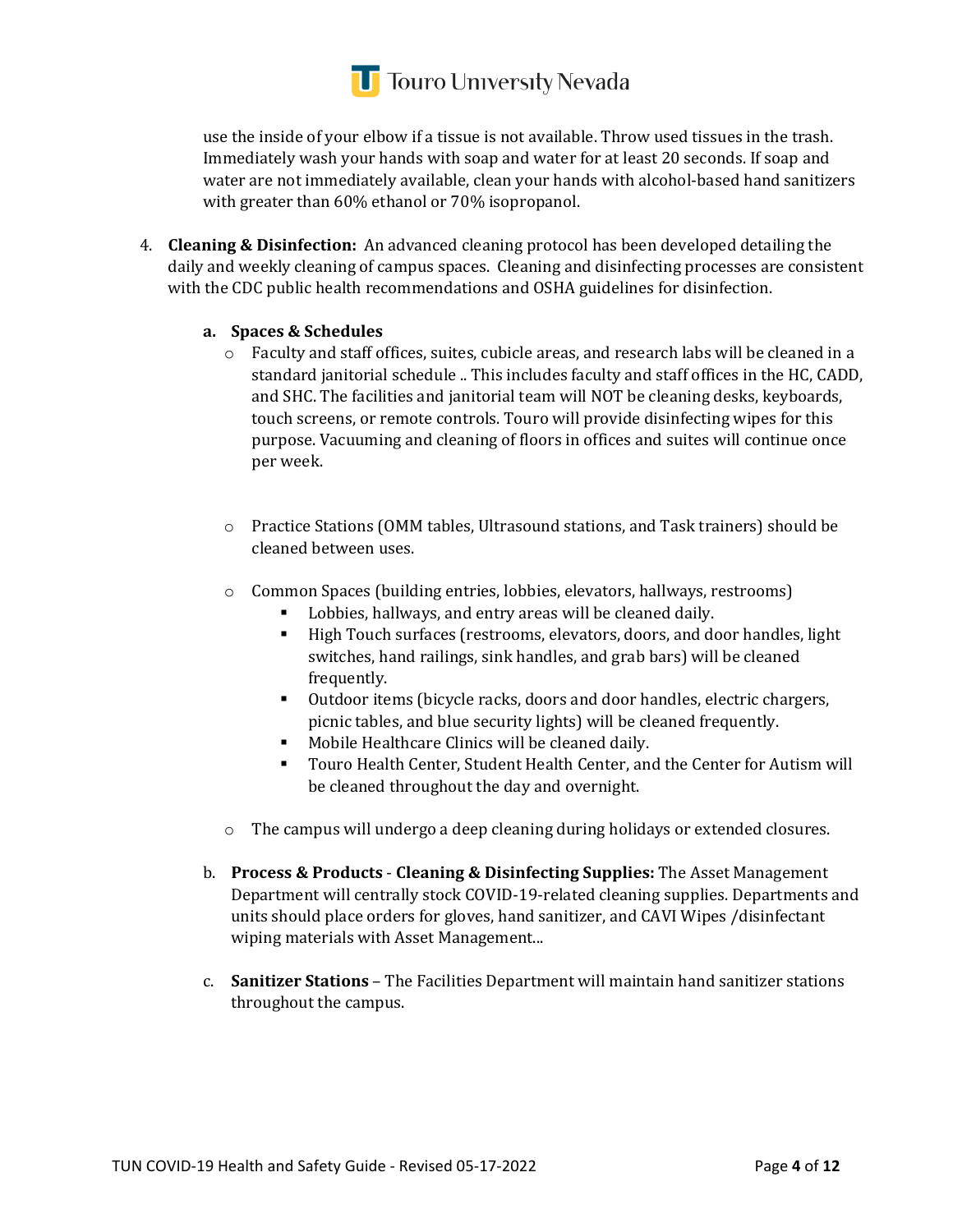use the inside of your elbow if a tissue is not available. Throw used tissues in the trash. Immediately wash your hands with soap and water for at least 20 seconds. If soap and water are not immediately available, clean your hands with alcohol-based hand sanitizers with greater than 60% ethanol or 70% isopropanol.

4. **Cleaning & Disinfection:** An advanced cleaning protocol has been developed detailing the daily and weekly cleaning of campus spaces. Cleaning and disinfecting processes are consistent with the CDC public health recommendations and OSHA guidelines for disinfection.

   a. **Spaces & Schedules**

      - Faculty and staff offices, suites, cubicle areas, and research labs will be cleaned in a standard janitorial schedule .. This includes faculty and staff offices in the HC, CADD, and SHC. The facilities and janitorial team will NOT be cleaning desks, keyboards, touch screens, or remote controls. Touro will provide disinfecting wipes for this purpose. Vacuuming and cleaning of floors in offices and suites will continue once per week.

      - Practice Stations (OMM tables, Ultrasound stations, and Task trainers) should be cleaned between uses.

      - Common Spaces (building entries, lobbies, elevators, hallways, restrooms)
         - Lobbies, hallways, and entry areas will be cleaned daily.
         - High Touch surfaces (restrooms, elevators, doors, and door handles, light switches, hand railings, sink handles, and grab bars) will be cleaned frequently.
         - Outdoor items (bicycle racks, doors and door handles, electric chargers, picnic tables, and blue security lights) will be cleaned frequently.
         - Mobile Healthcare Clinics will be cleaned daily.
         - Touro Health Center, Student Health Center, and the Center for Autism will be cleaned throughout the day and overnight.

      - The campus will undergo a deep cleaning during holidays or extended closures.

   b. **Process & Products** - **Cleaning & Disinfecting Supplies:** The Asset Management Department will centrally stock COVID-19-related cleaning supplies. Departments and units should place orders for gloves, hand sanitizer, and CAVI Wipes /disinfectant wiping materials with Asset Management...

   c. **Sanitizer Stations** – The Facilities Department will maintain hand sanitizer stations throughout the campus.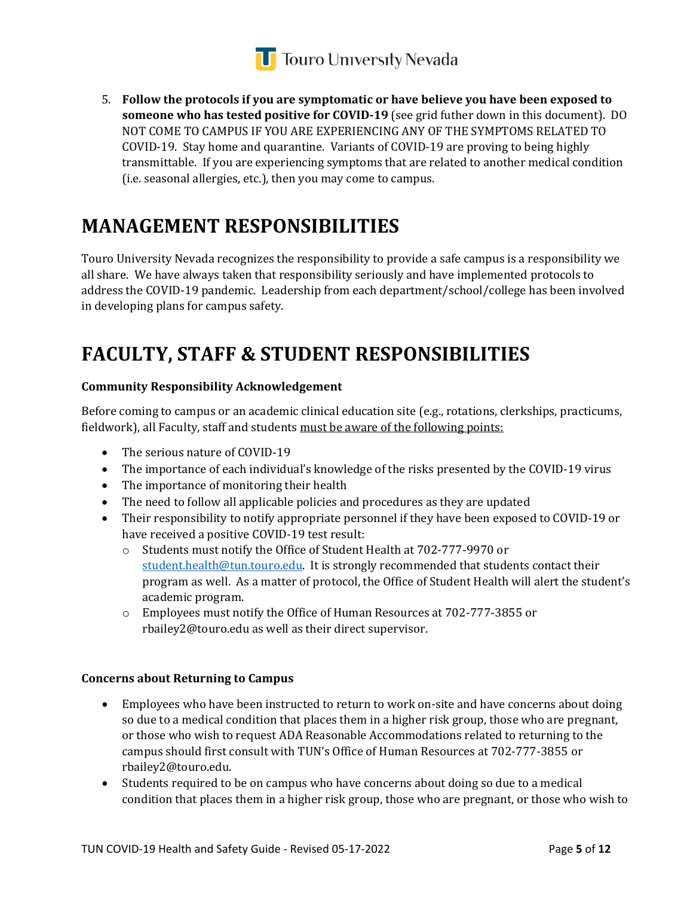5. **Follow the protocols if you are symptomatic or have believe you have been exposed to someone who has tested positive for COVID-19** (see grid futher down in this document). DO NOT COME TO CAMPUS IF YOU ARE EXPERIENCING ANY OF THE SYMPTOMS RELATED TO COVID-19. Stay home and quarantine. Variants of COVID-19 are proving to being highly transmittable. If you are experiencing symptoms that are related to another medical condition (i.e. seasonal allergies, etc.), then you may come to campus.

# MANAGEMENT RESPONSIBILITIES

Touro University Nevada recognizes the responsibility to provide a safe campus is a responsibility we all share. We have always taken that responsibility seriously and have implemented protocols to address the COVID-19 pandemic. Leadership from each department/school/college has been involved in developing plans for campus safety.

# FACULTY, STAFF & STUDENT RESPONSIBILITIES

**Community Responsibility Acknowledgement**

Before coming to campus or an academic clinical education site (e.g., rotations, clerkships, practicums, fieldwork), all Faculty, staff and students must be aware of the following points:

- The serious nature of COVID-19
- The importance of each individual's knowledge of the risks presented by the COVID-19 virus
- The importance of monitoring their health
- The need to follow all applicable policies and procedures as they are updated
- Their responsibility to notify appropriate personnel if they have been exposed to COVID-19 or have received a positive COVID-19 test result:
  - Students must notify the Office of Student Health at 702-777-9970 or student.health@tun.touro.edu. It is strongly recommended that students contact their program as well. As a matter of protocol, the Office of Student Health will alert the student's academic program.
  - Employees must notify the Office of Human Resources at 702-777-3855 or rbailey2@touro.edu as well as their direct supervisor.

**Concerns about Returning to Campus**

- Employees who have been instructed to return to work on-site and have concerns about doing so due to a medical condition that places them in a higher risk group, those who are pregnant, or those who wish to request ADA Reasonable Accommodations related to returning to the campus should first consult with TUN's Office of Human Resources at 702-777-3855 or rbailey2@touro.edu.
- Students required to be on campus who have concerns about doing so due to a medical condition that places them in a higher risk group, those who are pregnant, or those who wish to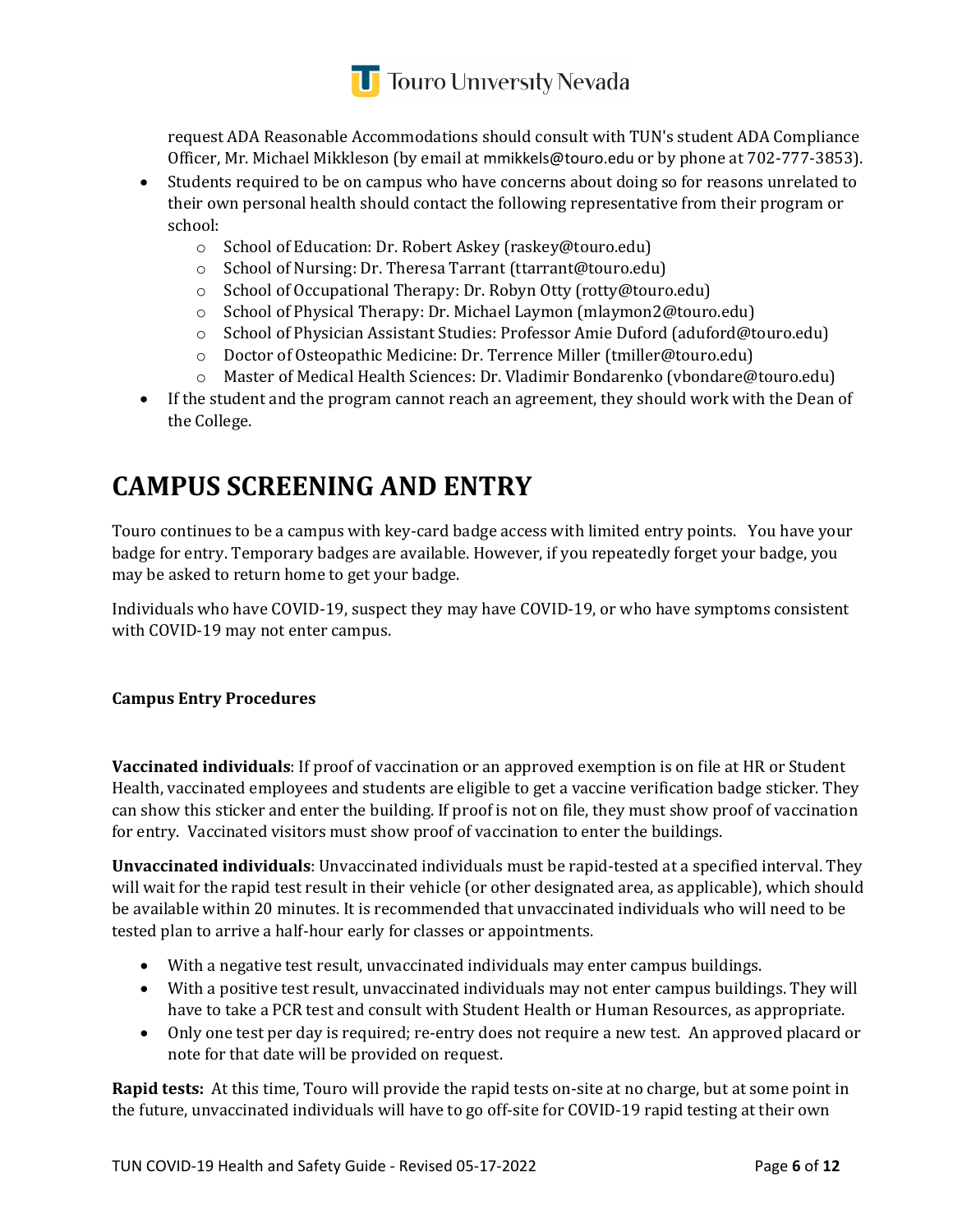request ADA Reasonable Accommodations should consult with TUN's student ADA Compliance Officer, Mr. Michael Mikkleson (by email at mmikkels@touro.edu or by phone at 702-777-3853).

- Students required to be on campus who have concerns about doing so for reasons unrelated to their own personal health should contact the following representative from their program or school:
    - School of Education: Dr. Robert Askey (raskey@touro.edu)
    - School of Nursing: Dr. Theresa Tarrant (ttarrant@touro.edu)
    - School of Occupational Therapy: Dr. Robyn Otty (rotty@touro.edu)
    - School of Physical Therapy: Dr. Michael Laymon (mlaymon2@touro.edu)
    - School of Physician Assistant Studies: Professor Amie Duford (aduford@touro.edu)
    - Doctor of Osteopathic Medicine: Dr. Terrence Miller (tmiller@touro.edu)
    - Master of Medical Health Sciences: Dr. Vladimir Bondarenko (vbondare@touro.edu)
- If the student and the program cannot reach an agreement, they should work with the Dean of the College.

# CAMPUS SCREENING AND ENTRY

Touro continues to be a campus with key-card badge access with limited entry points. You have your badge for entry. Temporary badges are available. However, if you repeatedly forget your badge, you may be asked to return home to get your badge.

Individuals who have COVID-19, suspect they may have COVID-19, or who have symptoms consistent with COVID-19 may not enter campus.

**Campus Entry Procedures**

**Vaccinated individuals**: If proof of vaccination or an approved exemption is on file at HR or Student Health, vaccinated employees and students are eligible to get a vaccine verification badge sticker. They can show this sticker and enter the building. If proof is not on file, they must show proof of vaccination for entry. Vaccinated visitors must show proof of vaccination to enter the buildings.

**Unvaccinated individuals**: Unvaccinated individuals must be rapid-tested at a specified interval. They will wait for the rapid test result in their vehicle (or other designated area, as applicable), which should be available within 20 minutes. It is recommended that unvaccinated individuals who will need to be tested plan to arrive a half-hour early for classes or appointments.

- With a negative test result, unvaccinated individuals may enter campus buildings.
- With a positive test result, unvaccinated individuals may not enter campus buildings. They will have to take a PCR test and consult with Student Health or Human Resources, as appropriate.
- Only one test per day is required; re-entry does not require a new test. An approved placard or note for that date will be provided on request.

**Rapid tests:** At this time, Touro will provide the rapid tests on-site at no charge, but at some point in the future, unvaccinated individuals will have to go off-site for COVID-19 rapid testing at their own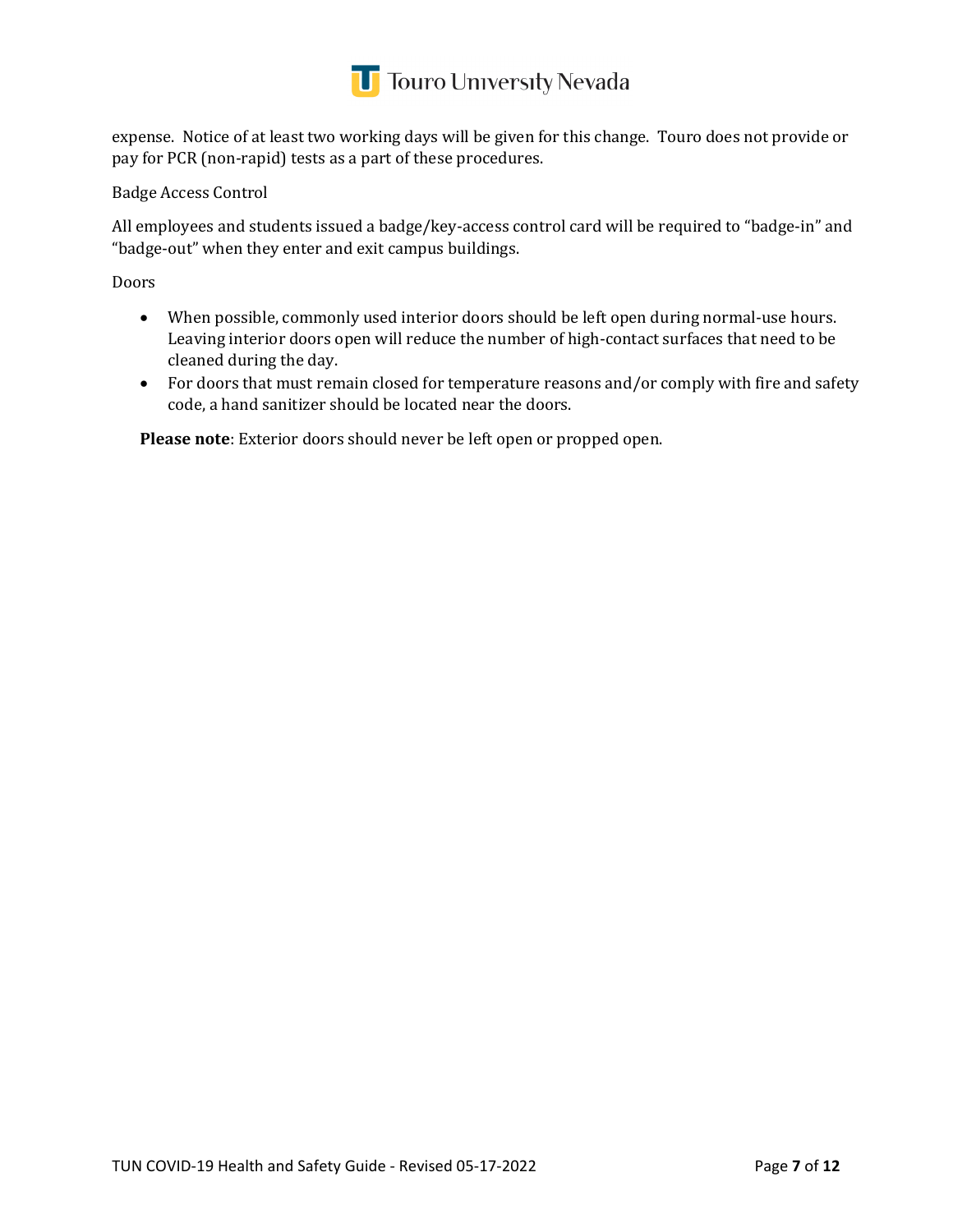expense. Notice of at least two working days will be given for this change. Touro does not provide or pay for PCR (non-rapid) tests as a part of these procedures.

Badge Access Control

All employees and students issued a badge/key-access control card will be required to "badge-in" and "badge-out" when they enter and exit campus buildings.

Doors

- When possible, commonly used interior doors should be left open during normal-use hours. Leaving interior doors open will reduce the number of high-contact surfaces that need to be cleaned during the day.
- For doors that must remain closed for temperature reasons and/or comply with fire and safety code, a hand sanitizer should be located near the doors.

**Please note**: Exterior doors should never be left open or propped open.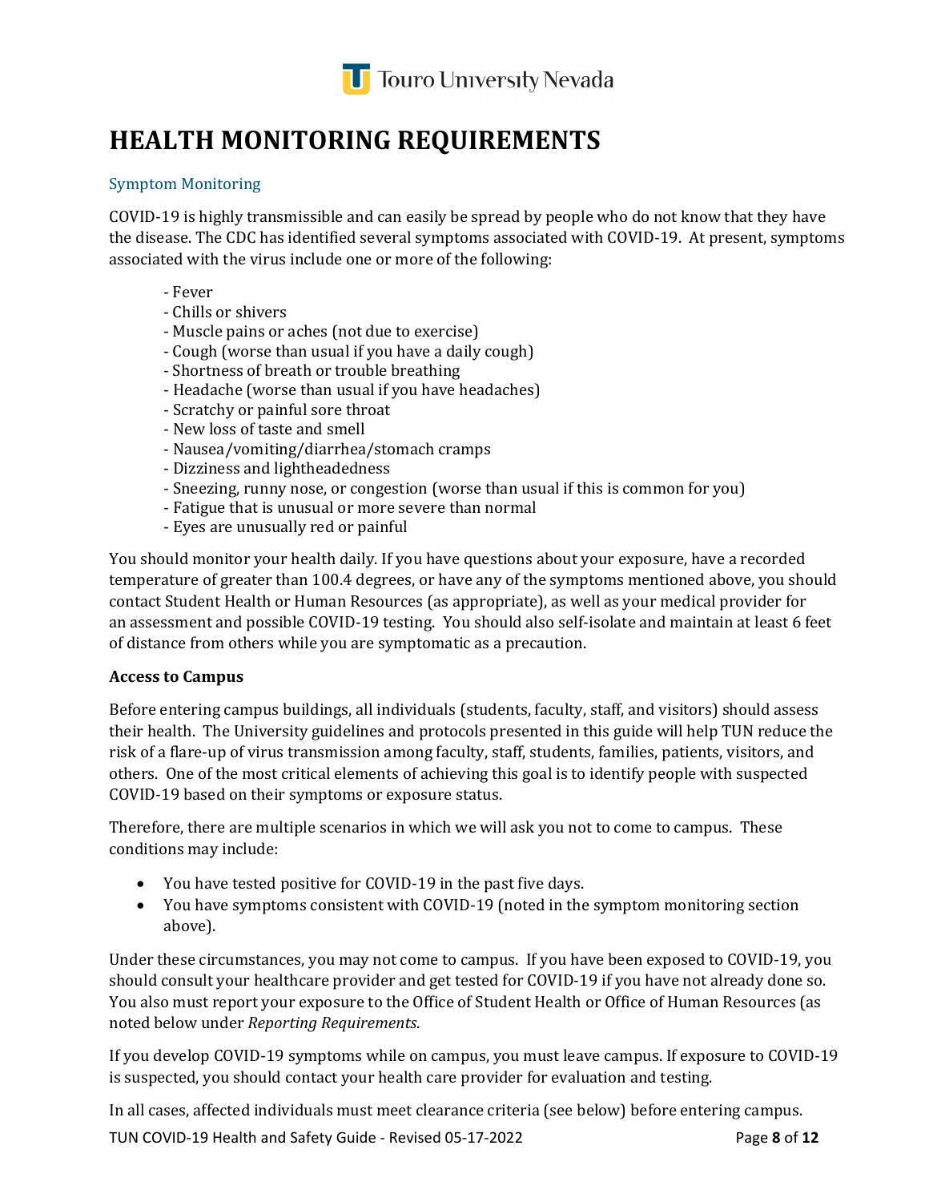# HEALTH MONITORING REQUIREMENTS

## Symptom Monitoring

COVID-19 is highly transmissible and can easily be spread by people who do not know that they have the disease. The CDC has identified several symptoms associated with COVID-19. At present, symptoms associated with the virus include one or more of the following:

- Fever
- Chills or shivers
- Muscle pains or aches (not due to exercise)
- Cough (worse than usual if you have a daily cough)
- Shortness of breath or trouble breathing
- Headache (worse than usual if you have headaches)
- Scratchy or painful sore throat
- New loss of taste and smell
- Nausea/vomiting/diarrhea/stomach cramps
- Dizziness and lightheadedness
- Sneezing, runny nose, or congestion (worse than usual if this is common for you)
- Fatigue that is unusual or more severe than normal
- Eyes are unusually red or painful

You should monitor your health daily. If you have questions about your exposure, have a recorded temperature of greater than 100.4 degrees, or have any of the symptoms mentioned above, you should contact Student Health or Human Resources (as appropriate), as well as your medical provider for an assessment and possible COVID-19 testing. You should also self-isolate and maintain at least 6 feet of distance from others while you are symptomatic as a precaution.

**Access to Campus**

Before entering campus buildings, all individuals (students, faculty, staff, and visitors) should assess their health. The University guidelines and protocols presented in this guide will help TUN reduce the risk of a flare-up of virus transmission among faculty, staff, students, families, patients, visitors, and others. One of the most critical elements of achieving this goal is to identify people with suspected COVID-19 based on their symptoms or exposure status.

Therefore, there are multiple scenarios in which we will ask you not to come to campus. These conditions may include:

- You have tested positive for COVID-19 in the past five days.
- You have symptoms consistent with COVID-19 (noted in the symptom monitoring section above).

Under these circumstances, you may not come to campus. If you have been exposed to COVID-19, you should consult your healthcare provider and get tested for COVID-19 if you have not already done so. You also must report your exposure to the Office of Student Health or Office of Human Resources (as noted below under *Reporting Requirements*.

If you develop COVID-19 symptoms while on campus, you must leave campus. If exposure to COVID-19 is suspected, you should contact your health care provider for evaluation and testing.

In all cases, affected individuals must meet clearance criteria (see below) before entering campus.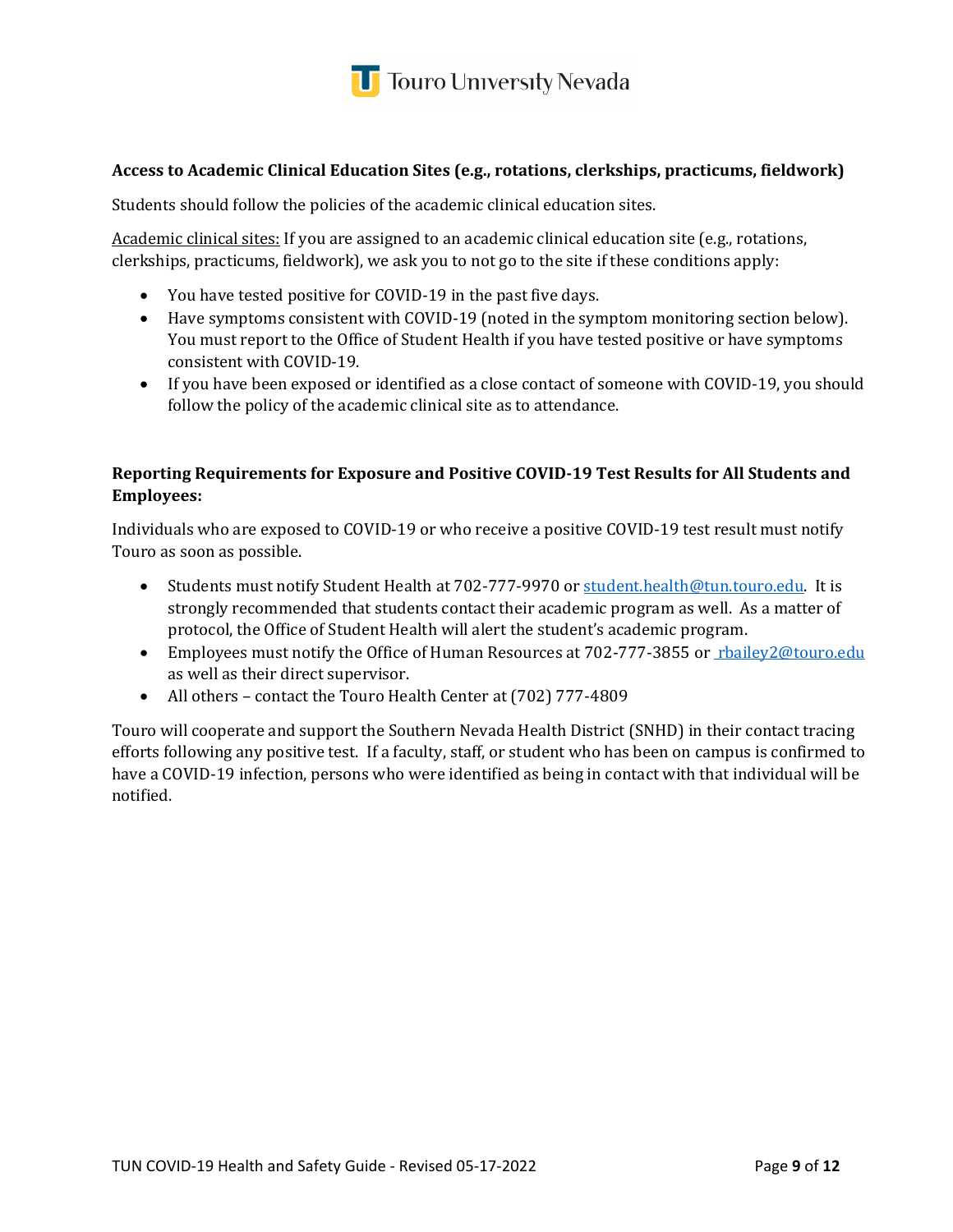### Access to Academic Clinical Education Sites (e.g., rotations, clerkships, practicums, fieldwork)

Students should follow the policies of the academic clinical education sites.

Academic clinical sites: If you are assigned to an academic clinical education site (e.g., rotations, clerkships, practicums, fieldwork), we ask you to not go to the site if these conditions apply:

- You have tested positive for COVID-19 in the past five days.
- Have symptoms consistent with COVID-19 (noted in the symptom monitoring section below). You must report to the Office of Student Health if you have tested positive or have symptoms consistent with COVID-19.
- If you have been exposed or identified as a close contact of someone with COVID-19, you should follow the policy of the academic clinical site as to attendance.

### Reporting Requirements for Exposure and Positive COVID-19 Test Results for All Students and Employees:

Individuals who are exposed to COVID-19 or who receive a positive COVID-19 test result must notify Touro as soon as possible.

- Students must notify Student Health at 702-777-9970 or student.health@tun.touro.edu. It is strongly recommended that students contact their academic program as well. As a matter of protocol, the Office of Student Health will alert the student's academic program.
- Employees must notify the Office of Human Resources at 702-777-3855 or rbailey2@touro.edu as well as their direct supervisor.
- All others – contact the Touro Health Center at (702) 777-4809

Touro will cooperate and support the Southern Nevada Health District (SNHD) in their contact tracing efforts following any positive test. If a faculty, staff, or student who has been on campus is confirmed to have a COVID-19 infection, persons who were identified as being in contact with that individual will be notified.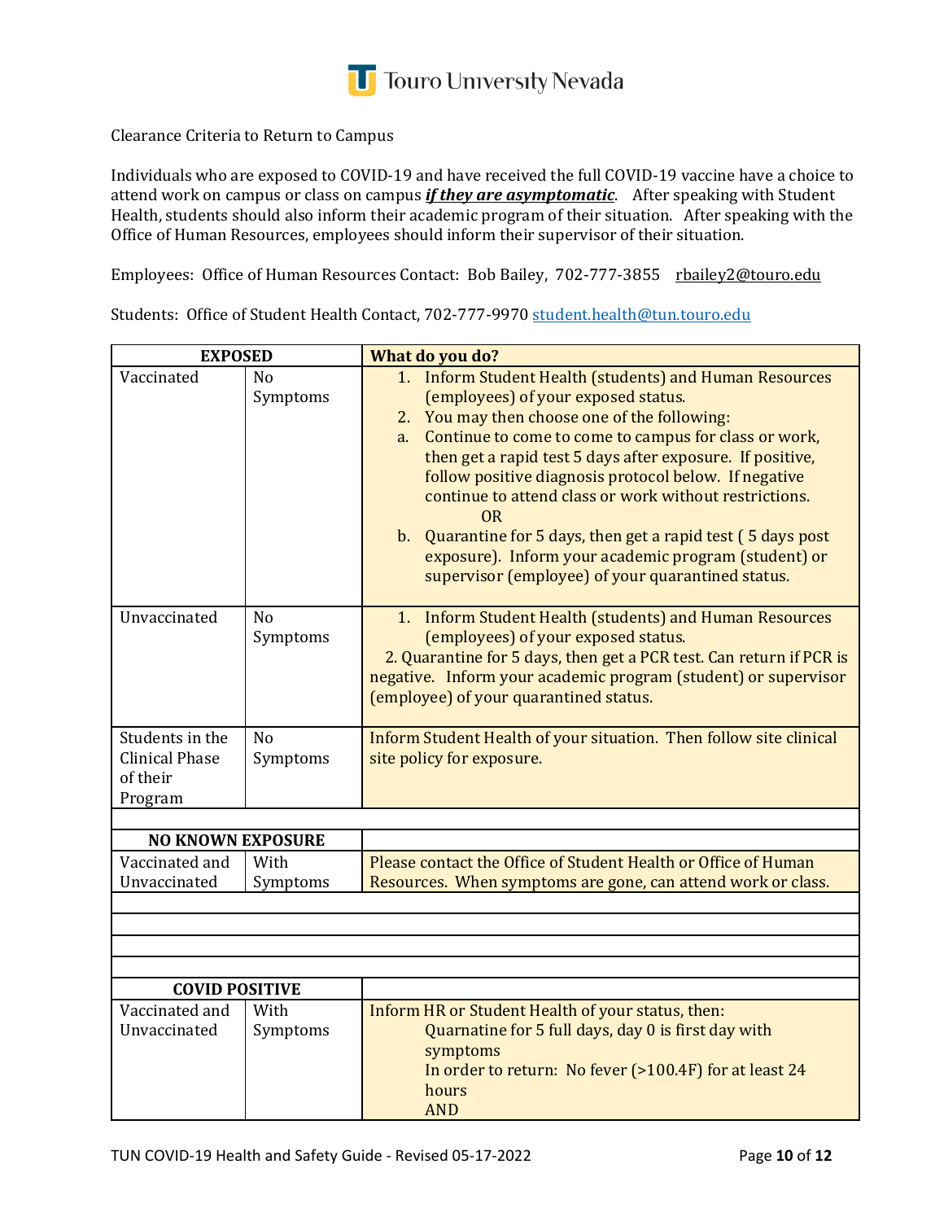Clearance Criteria to Return to Campus

Individuals who are exposed to COVID-19 and have received the full COVID-19 vaccine have a choice to attend work on campus or class on campus ***if they are asymptomatic***. After speaking with Student Health, students should also inform their academic program of their situation. After speaking with the Office of Human Resources, employees should inform their supervisor of their situation.

Employees: Office of Human Resources Contact: Bob Bailey, 702-777-3855 rbailey2@touro.edu

Students: Office of Student Health Contact, 702-777-9970 student.health@tun.touro.edu

| **EXPOSED** | | **What do you do?** |
|---|---|---|
| Vaccinated | No Symptoms | 1. Inform Student Health (students) and Human Resources (employees) of your exposed status.<br>2. You may then choose one of the following:<br>a. Continue to come to come to campus for class or work, then get a rapid test 5 days after exposure. If positive, follow positive diagnosis protocol below. If negative continue to attend class or work without restrictions.<br>OR<br>b. Quarantine for 5 days, then get a rapid test ( 5 days post exposure). Inform your academic program (student) or supervisor (employee) of your quarantined status. |
| Unvaccinated | No Symptoms | 1. Inform Student Health (students) and Human Resources (employees) of your exposed status.<br>2. Quarantine for 5 days, then get a PCR test. Can return if PCR is negative. Inform your academic program (student) or supervisor (employee) of your quarantined status. |
| Students in the Clinical Phase of their Program | No Symptoms | Inform Student Health of your situation. Then follow site clinical site policy for exposure. |
| | | |
| **NO KNOWN EXPOSURE** | | |
| Vaccinated and Unvaccinated | With Symptoms | Please contact the Office of Student Health or Office of Human Resources. When symptoms are gone, can attend work or class. |
| | | |
| | | |
| | | |
| | | |
| **COVID POSITIVE** | | |
| Vaccinated and Unvaccinated | With Symptoms | Inform HR or Student Health of your status, then:<br>Quarnatine for 5 full days, day 0 is first day with symptoms<br>In order to return: No fever (>100.4F) for at least 24 hours<br>AND |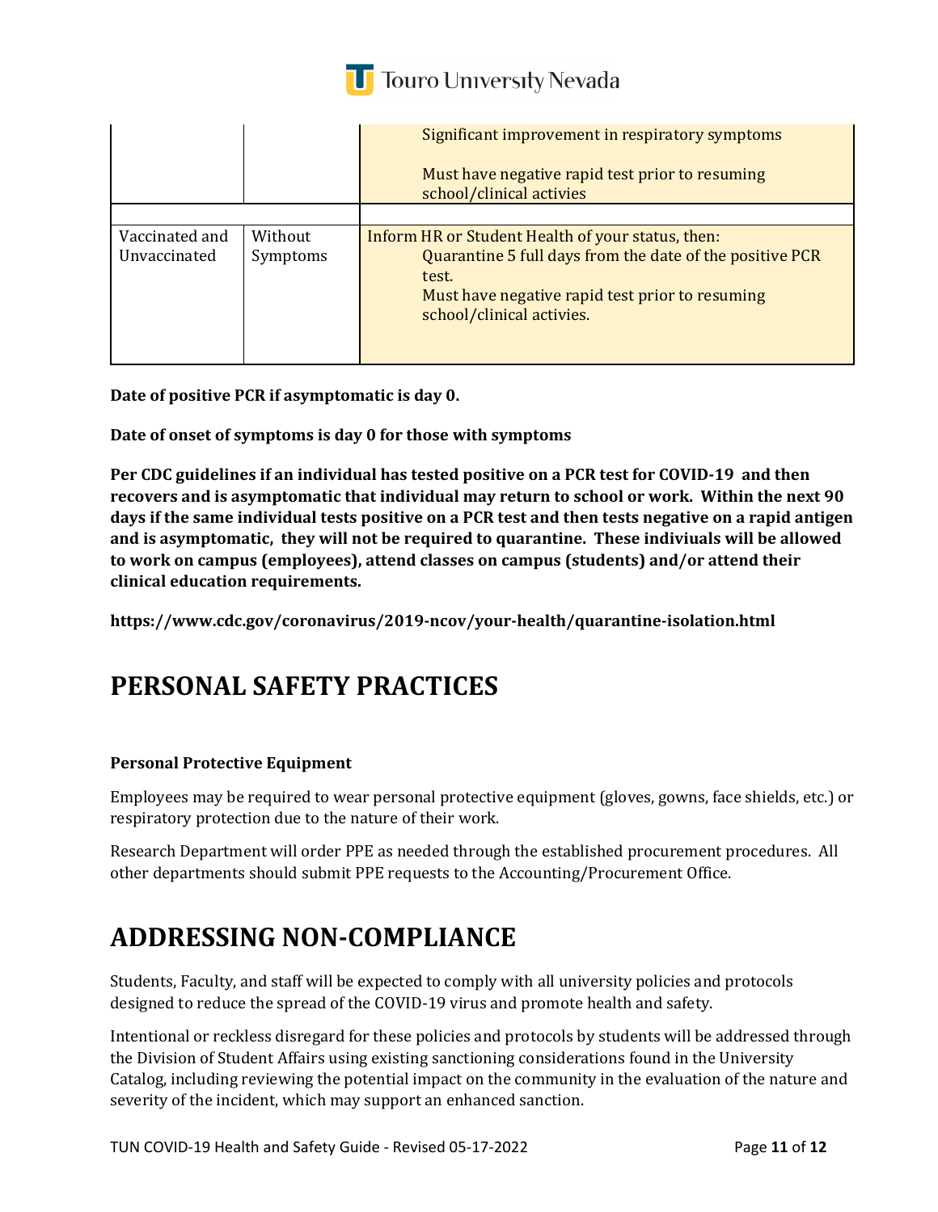| | | |
|---|---|---|
| | | Significant improvement in respiratory symptoms<br><br>Must have negative rapid test prior to resuming school/clinical activies |
| | | |
| Vaccinated and Unvaccinated | Without Symptoms | Inform HR or Student Health of your status, then:<br>Quarantine 5 full days from the date of the positive PCR test.<br>Must have negative rapid test prior to resuming school/clinical activies. |

**Date of positive PCR if asymptomatic is day 0.**

**Date of onset of symptoms is day 0 for those with symptoms**

**Per CDC guidelines if an individual has tested positive on a PCR test for COVID-19 and then recovers and is asymptomatic that individual may return to school or work. Within the next 90 days if the same individual tests positive on a PCR test and then tests negative on a rapid antigen and is asymptomatic, they will not be required to quarantine. These indiviuals will be allowed to work on campus (employees), attend classes on campus (students) and/or attend their clinical education requirements.**

**https://www.cdc.gov/coronavirus/2019-ncov/your-health/quarantine-isolation.html**

# PERSONAL SAFETY PRACTICES

**Personal Protective Equipment**

Employees may be required to wear personal protective equipment (gloves, gowns, face shields, etc.) or respiratory protection due to the nature of their work.

Research Department will order PPE as needed through the established procurement procedures. All other departments should submit PPE requests to the Accounting/Procurement Office.

# ADDRESSING NON-COMPLIANCE

Students, Faculty, and staff will be expected to comply with all university policies and protocols designed to reduce the spread of the COVID-19 virus and promote health and safety.

Intentional or reckless disregard for these policies and protocols by students will be addressed through the Division of Student Affairs using existing sanctioning considerations found in the University Catalog, including reviewing the potential impact on the community in the evaluation of the nature and severity of the incident, which may support an enhanced sanction.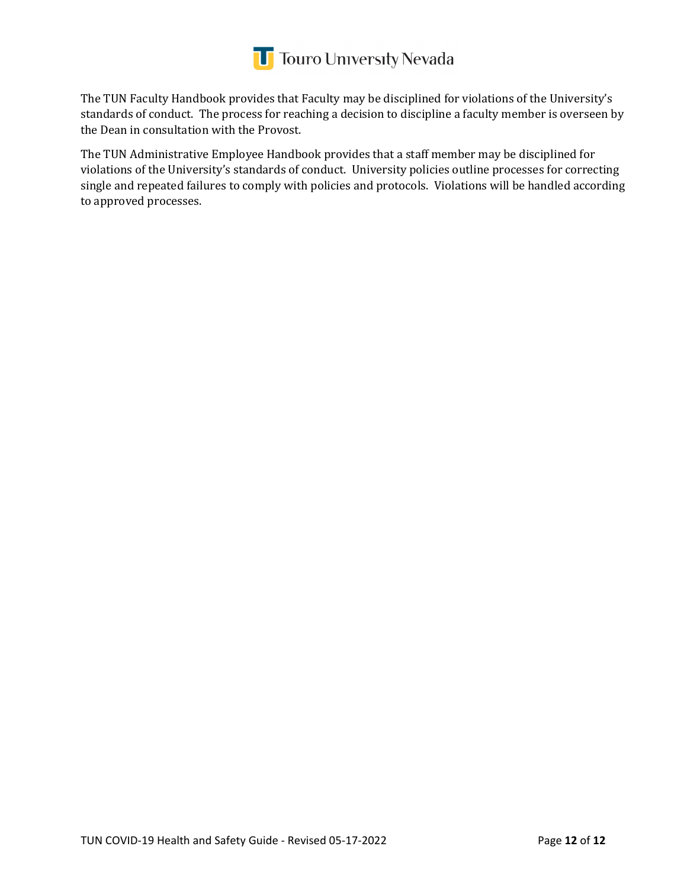The TUN Faculty Handbook provides that Faculty may be disciplined for violations of the University's standards of conduct. The process for reaching a decision to discipline a faculty member is overseen by the Dean in consultation with the Provost.

The TUN Administrative Employee Handbook provides that a staff member may be disciplined for violations of the University's standards of conduct. University policies outline processes for correcting single and repeated failures to comply with policies and protocols. Violations will be handled according to approved processes.